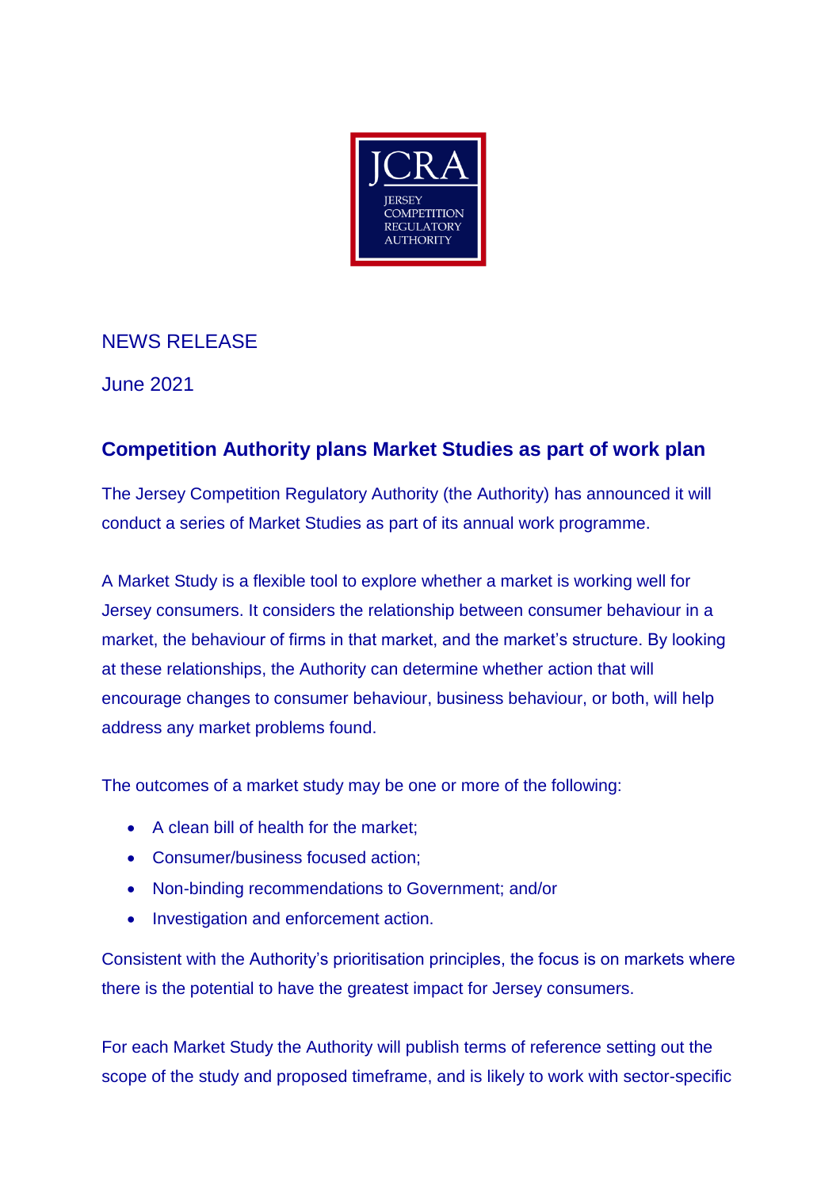JCRA

JERSEY COMPETITION REGULATORY AUTHORITY

NEWS RELEASE

June 2021

## Competition Authority plans Market Studies as part of work plan

The Jersey Competition Regulatory Authority (the Authority) has announced it will conduct a series of Market Studies as part of its annual work programme.

A Market Study is a flexible tool to explore whether a market is working well for Jersey consumers. It considers the relationship between consumer behaviour in a market, the behaviour of firms in that market, and the market's structure. By looking at these relationships, the Authority can determine whether action that will encourage changes to consumer behaviour, business behaviour, or both, will help address any market problems found.

The outcomes of a market study may be one or more of the following:

- A clean bill of health for the market;
- Consumer/business focused action;
- Non-binding recommendations to Government; and/or
- Investigation and enforcement action.

Consistent with the Authority's prioritisation principles, the focus is on markets where there is the potential to have the greatest impact for Jersey consumers.

For each Market Study the Authority will publish terms of reference setting out the scope of the study and proposed timeframe, and is likely to work with sector-specific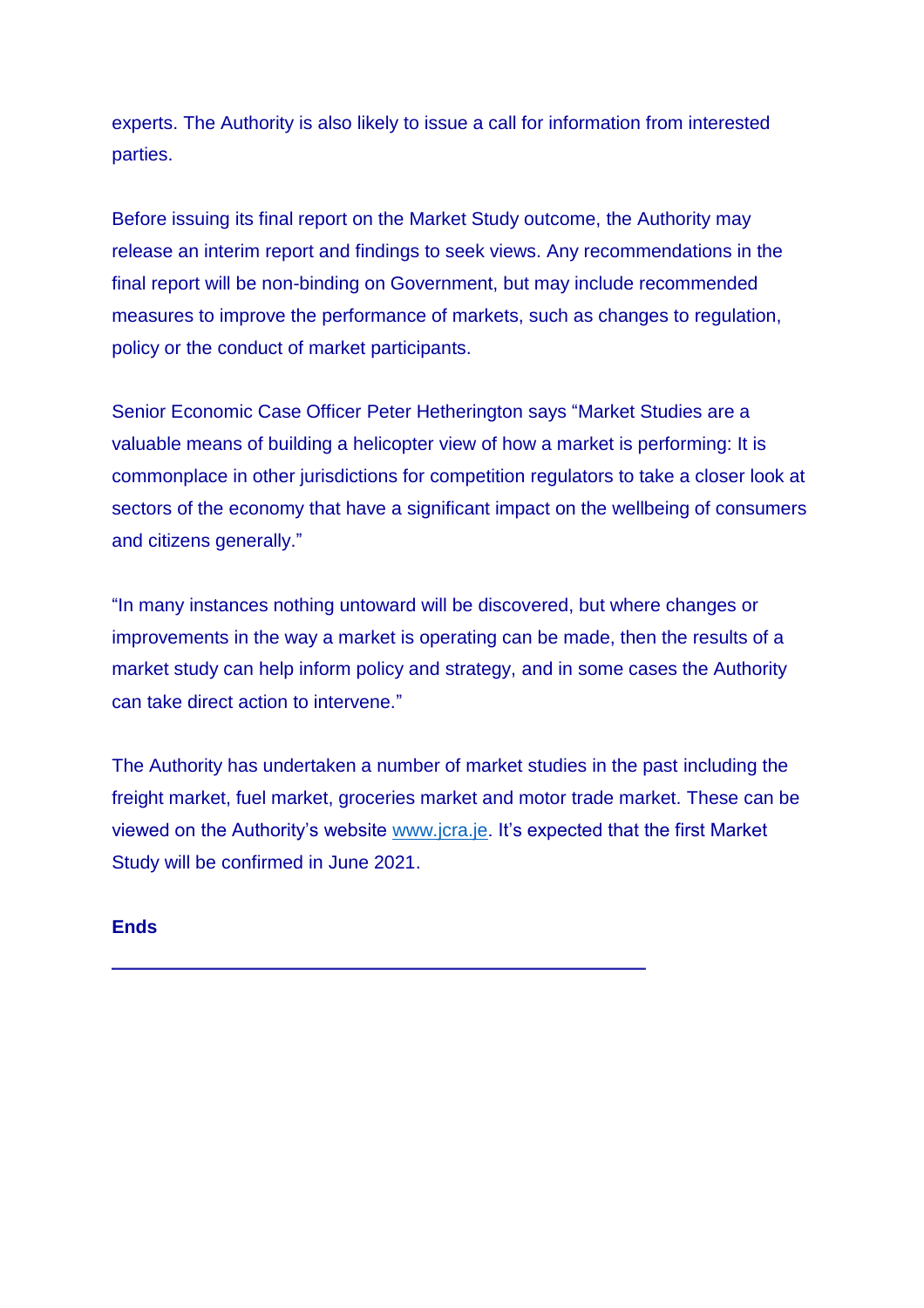experts. The Authority is also likely to issue a call for information from interested parties.

Before issuing its final report on the Market Study outcome, the Authority may release an interim report and findings to seek views. Any recommendations in the final report will be non-binding on Government, but may include recommended measures to improve the performance of markets, such as changes to regulation, policy or the conduct of market participants.

Senior Economic Case Officer Peter Hetherington says "Market Studies are a valuable means of building a helicopter view of how a market is performing: It is commonplace in other jurisdictions for competition regulators to take a closer look at sectors of the economy that have a significant impact on the wellbeing of consumers and citizens generally."

"In many instances nothing untoward will be discovered, but where changes or improvements in the way a market is operating can be made, then the results of a market study can help inform policy and strategy, and in some cases the Authority can take direct action to intervene."

The Authority has undertaken a number of market studies in the past including the freight market, fuel market, groceries market and motor trade market. These can be viewed on the Authority's website [www.jcra.je](http://www.jcra.je). It's expected that the first Market Study will be confirmed in June 2021.

**Ends**

---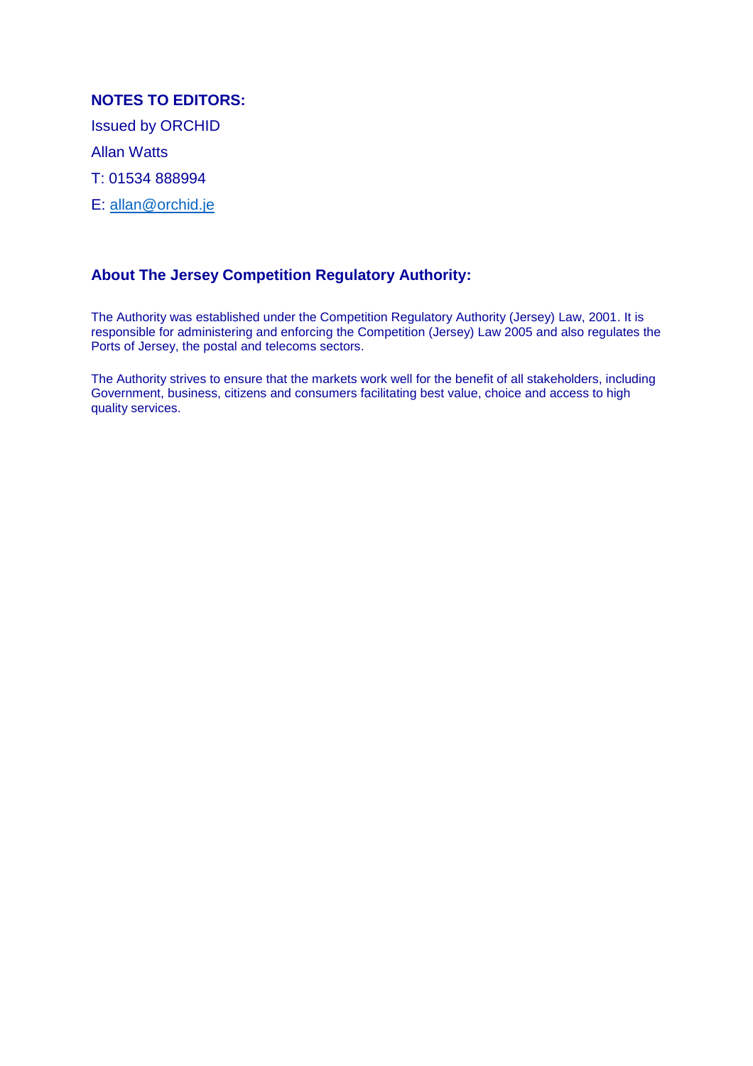**NOTES TO EDITORS:**

Issued by ORCHID

Allan Watts

T: 01534 888994

E: allan@orchid.je

## About The Jersey Competition Regulatory Authority:

The Authority was established under the Competition Regulatory Authority (Jersey) Law, 2001. It is responsible for administering and enforcing the Competition (Jersey) Law 2005 and also regulates the Ports of Jersey, the postal and telecoms sectors.

The Authority strives to ensure that the markets work well for the benefit of all stakeholders, including Government, business, citizens and consumers facilitating best value, choice and access to high quality services.